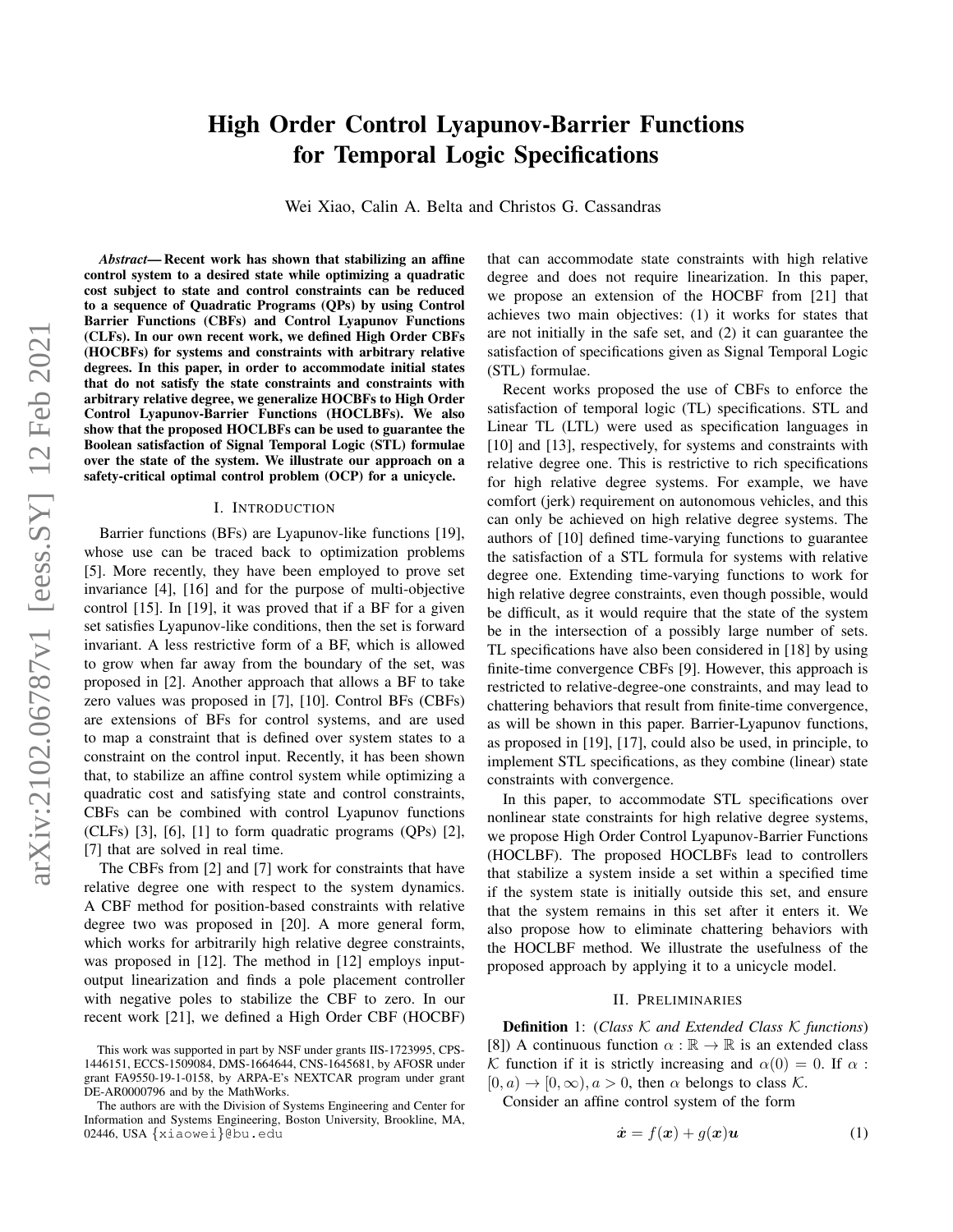# High Order Control Lyapunov-Barrier Functions for Temporal Logic Specifications

Wei Xiao, Calin A. Belta and Christos G. Cassandras

***Abstract*— Recent work has shown that stabilizing an affine control system to a desired state while optimizing a quadratic cost subject to state and control constraints can be reduced to a sequence of Quadratic Programs (QPs) by using Control Barrier Functions (CBFs) and Control Lyapunov Functions (CLFs). In our own recent work, we defined High Order CBFs (HOCBFs) for systems and constraints with arbitrary relative degrees. In this paper, in order to accommodate initial states that do not satisfy the state constraints and constraints with arbitrary relative degree, we generalize HOCBFs to High Order Control Lyapunov-Barrier Functions (HOCLBFs). We also show that the proposed HOCLBFs can be used to guarantee the Boolean satisfaction of Signal Temporal Logic (STL) formulae over the state of the system. We illustrate our approach on a safety-critical optimal control problem (OCP) for a unicycle.**

## I. Introduction

Barrier functions (BFs) are Lyapunov-like functions [19], whose use can be traced back to optimization problems [5]. More recently, they have been employed to prove set invariance [4], [16] and for the purpose of multi-objective control [15]. In [19], it was proved that if a BF for a given set satisfies Lyapunov-like conditions, then the set is forward invariant. A less restrictive form of a BF, which is allowed to grow when far away from the boundary of the set, was proposed in [2]. Another approach that allows a BF to take zero values was proposed in [7], [10]. Control BFs (CBFs) are extensions of BFs for control systems, and are used to map a constraint that is defined over system states to a constraint on the control input. Recently, it has been shown that, to stabilize an affine control system while optimizing a quadratic cost and satisfying state and control constraints, CBFs can be combined with control Lyapunov functions (CLFs) [3], [6], [1] to form quadratic programs (QPs) [2], [7] that are solved in real time.

The CBFs from [2] and [7] work for constraints that have relative degree one with respect to the system dynamics. A CBF method for position-based constraints with relative degree two was proposed in [20]. A more general form, which works for arbitrarily high relative degree constraints, was proposed in [12]. The method in [12] employs input-output linearization and finds a pole placement controller with negative poles to stabilize the CBF to zero. In our recent work [21], we defined a High Order CBF (HOCBF) that can accommodate state constraints with high relative degree and does not require linearization. In this paper, we propose an extension of the HOCBF from [21] that achieves two main objectives: (1) it works for states that are not initially in the safe set, and (2) it can guarantee the satisfaction of specifications given as Signal Temporal Logic (STL) formulae.

Recent works proposed the use of CBFs to enforce the satisfaction of temporal logic (TL) specifications. STL and Linear TL (LTL) were used as specification languages in [10] and [13], respectively, for systems and constraints with relative degree one. This is restrictive to rich specifications for high relative degree systems. For example, we have comfort (jerk) requirement on autonomous vehicles, and this can only be achieved on high relative degree systems. The authors of [10] defined time-varying functions to guarantee the satisfaction of a STL formula for systems with relative degree one. Extending time-varying functions to work for high relative degree constraints, even though possible, would be difficult, as it would require that the state of the system be in the intersection of a possibly large number of sets. TL specifications have also been considered in [18] by using finite-time convergence CBFs [9]. However, this approach is restricted to relative-degree-one constraints, and may lead to chattering behaviors that result from finite-time convergence, as will be shown in this paper. Barrier-Lyapunov functions, as proposed in [19], [17], could also be used, in principle, to implement STL specifications, as they combine (linear) state constraints with convergence.

In this paper, to accommodate STL specifications over nonlinear state constraints for high relative degree systems, we propose High Order Control Lyapunov-Barrier Functions (HOCLBF). The proposed HOCLBFs lead to controllers that stabilize a system inside a set within a specified time if the system state is initially outside this set, and ensure that the system remains in this set after it enters it. We also propose how to eliminate chattering behaviors with the HOCLBF method. We illustrate the usefulness of the proposed approach by applying it to a unicycle model.

## II. Preliminaries

**Definition** 1: (*Class $\mathcal{K}$ and Extended Class $\mathcal{K}$ functions*) [8]) A continuous function $\alpha : \mathbb{R} \to \mathbb{R}$ is an extended class $\mathcal{K}$ function if it is strictly increasing and $\alpha(0) = 0$. If $\alpha : [0, a) \to [0, \infty), a > 0$, then $\alpha$ belongs to class $\mathcal{K}$.

Consider an affine control system of the form

$$\dot{\boldsymbol{x}} = f(\boldsymbol{x}) + g(\boldsymbol{x})\boldsymbol{u} \tag{1}$$

This work was supported in part by NSF under grants IIS-1723995, CPS-1446151, ECCS-1509084, DMS-1664644, CNS-1645681, by AFOSR under grant FA9550-19-1-0158, by ARPA-E's NEXTCAR program under grant DE-AR0000796 and by the MathWorks.

The authors are with the Division of Systems Engineering and Center for Information and Systems Engineering, Boston University, Brookline, MA, 02446, USA {xiaowei}@bu.edu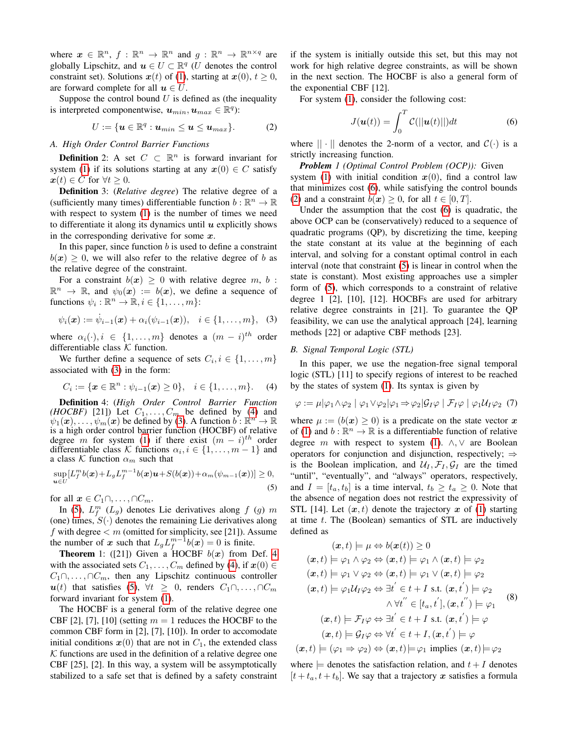where $\boldsymbol{x} \in \mathbb{R}^n$, $f : \mathbb{R}^n \to \mathbb{R}^n$ and $g : \mathbb{R}^n \to \mathbb{R}^{n\times q}$ are globally Lipschitz, and $\boldsymbol{u} \in U \subset \mathbb{R}^q$ ($U$ denotes the control constraint set). Solutions $\boldsymbol{x}(t)$ of (1), starting at $\boldsymbol{x}(0)$, $t \geq 0$, are forward complete for all $\boldsymbol{u} \in U$.

Suppose the control bound $U$ is defined as (the inequality is interpreted componentwise, $\boldsymbol{u}_{min}, \boldsymbol{u}_{max} \in \mathbb{R}^q$):

$$U := \{\boldsymbol{u} \in \mathbb{R}^q : \boldsymbol{u}_{min} \leq \boldsymbol{u} \leq \boldsymbol{u}_{max}\}. \tag{2}$$

### A. High Order Control Barrier Functions

**Definition** 2: A set $C \subset \mathbb{R}^n$ is forward invariant for system (1) if its solutions starting at any $\boldsymbol{x}(0) \in C$ satisfy $\boldsymbol{x}(t) \in C$ for $\forall t \geq 0$.

**Definition** 3: (*Relative degree*) The relative degree of a (sufficiently many times) differentiable function $b : \mathbb{R}^n \to \mathbb{R}$ with respect to system (1) is the number of times we need to differentiate it along its dynamics until $\boldsymbol{u}$ explicitly shows in the corresponding derivative for some $\boldsymbol{x}$.

In this paper, since function $b$ is used to define a constraint $b(\boldsymbol{x}) \geq 0$, we will also refer to the relative degree of $b$ as the relative degree of the constraint.

For a constraint $b(\boldsymbol{x}) \geq 0$ with relative degree $m$, $b : \mathbb{R}^n \to \mathbb{R}$, and $\psi_0(\boldsymbol{x}) := b(\boldsymbol{x})$, we define a sequence of functions $\psi_i : \mathbb{R}^n \to \mathbb{R}, i \in \{1, \dots, m\}$:

$$\psi_i(\boldsymbol{x}) := \dot{\psi}_{i-1}(\boldsymbol{x}) + \alpha_i(\psi_{i-1}(\boldsymbol{x})), \quad i \in \{1, \dots, m\}, \tag{3}$$

where $\alpha_i(\cdot), i \in \{1, \dots, m\}$ denotes a $(m-i)^{th}$ order differentiable class $\mathcal{K}$ function.

We further define a sequence of sets $C_i, i \in \{1, \dots, m\}$ associated with (3) in the form:

$$C_i := \{\boldsymbol{x} \in \mathbb{R}^n : \psi_{i-1}(\boldsymbol{x}) \geq 0\}, \quad i \in \{1, \dots, m\}. \tag{4}$$

**Definition** 4: (*High Order Control Barrier Function (HOCBF)* [21]) Let $C_1, \dots, C_m$ be defined by (4) and $\psi_1(\boldsymbol{x}), \dots, \psi_m(\boldsymbol{x})$ be defined by (3). A function $b : \mathbb{R}^n \to \mathbb{R}$ is a high order control barrier function (HOCBF) of relative degree $m$ for system (1) if there exist $(m-i)^{th}$ order differentiable class $\mathcal{K}$ functions $\alpha_i, i \in \{1, \dots, m-1\}$ and a class $\mathcal{K}$ function $\alpha_m$ such that

$$\sup_{\boldsymbol{u} \in U}[L_f^m b(\boldsymbol{x}) + L_g L_f^{m-1} b(\boldsymbol{x})\boldsymbol{u} + S(b(\boldsymbol{x})) + \alpha_m(\psi_{m-1}(\boldsymbol{x}))] \geq 0, \tag{5}$$

for all $\boldsymbol{x} \in C_1 \cap, \dots, \cap C_m$.

In (5), $L_f^m$ ($L_g$) denotes Lie derivatives along $f$ ($g$) $m$ (one) times, $S(\cdot)$ denotes the remaining Lie derivatives along $f$ with degree $< m$ (omitted for simplicity, see [21]). Assume the number of $\boldsymbol{x}$ such that $L_g L_f^{m-1} b(\boldsymbol{x}) = 0$ is finite.

**Theorem** 1: ([21]) Given a HOCBF $b(\boldsymbol{x})$ from Def. 4 with the associated sets $C_1, \dots, C_m$ defined by (4), if $\boldsymbol{x}(0) \in C_1 \cap, \dots, \cap C_m$, then any Lipschitz continuous controller $\boldsymbol{u}(t)$ that satisfies (5), $\forall t \geq 0$, renders $C_1 \cap, \dots, \cap C_m$ forward invariant for system (1).

The HOCBF is a general form of the relative degree one CBF [2], [7], [10] (setting $m = 1$ reduces the HOCBF to the common CBF form in [2], [7], [10]). In order to accomodate initial conditions $\boldsymbol{x}(0)$ that are not in $C_1$, the extended class $\mathcal{K}$ functions are used in the definition of a relative degree one CBF [25], [2]. In this way, a system will be assymptotically stabilized to a safe set that is defined by a safety constraint if the system is initially outside this set, but this may not work for high relative degree constraints, as will be shown in the next section. The HOCBF is also a general form of the exponential CBF [12].

For system (1), consider the following cost:

$$J(\boldsymbol{u}(t)) = \int_0^T \mathcal{C}(||\boldsymbol{u}(t)||)dt \tag{6}$$

where $||\cdot||$ denotes the 2-norm of a vector, and $\mathcal{C}(\cdot)$ is a strictly increasing function.

***Problem*** *1 (Optimal Control Problem (OCP)):* Given system (1) with initial condition $\boldsymbol{x}(0)$, find a control law that minimizes cost (6), while satisfying the control bounds (2) and a constraint $b(\boldsymbol{x}) \geq 0$, for all $t \in [0, T]$.

Under the assumption that the cost (6) is quadratic, the above OCP can be (conservatively) reduced to a sequence of quadratic programs (QP), by discretizing the time, keeping the state constant at its value at the beginning of each interval, and solving for a constant optimal control in each interval (note that constraint (5) is linear in control when the state is constant). Most existing approaches use a simpler form of (5), which corresponds to a constraint of relative degree 1 [2], [10], [12]. HOCBFs are used for arbitrary relative degree constraints in [21]. To guarantee the QP feasibility, we can use the analytical approach [24], learning methods [22] or adaptive CBF methods [23].

### B. Signal Temporal Logic (STL)

In this paper, we use the negation-free signal temporal logic (STL) [11] to specify regions of interest to be reached by the states of system (1). Its syntax is given by

$$\varphi := \mu | \varphi_1 \wedge \varphi_2 \mid \varphi_1 \vee \varphi_2 | \varphi_1 \Rightarrow \varphi_2 | \mathcal{G}_I \varphi \mid \mathcal{F}_I \varphi \mid \varphi_1 \mathcal{U}_I \varphi_2 \tag{7}$$

where $\mu := (b(\boldsymbol{x}) \geq 0)$ is a predicate on the state vector $\boldsymbol{x}$ of (1) and $b : \mathbb{R}^n \to \mathbb{R}$ is a differentiable function of relative degree $m$ with respect to system (1). $\wedge, \vee$ are Boolean operators for conjunction and disjunction, respectively; $\Rightarrow$ is the Boolean implication, and $\mathcal{U}_I, \mathcal{F}_I, \mathcal{G}_I$ are the timed "until", "eventually", and "always" operators, respectively, and $I = [t_a, t_b]$ is a time interval, $t_b \geq t_a \geq 0$. Note that the absence of negation does not restrict the expressivity of STL [14]. Let $(\boldsymbol{x}, t)$ denote the trajectory $\boldsymbol{x}$ of (1) starting at time $t$. The (Boolean) semantics of STL are inductively defined as

$$\begin{aligned}
(\boldsymbol{x}, t) \models \mu &\Leftrightarrow b(\boldsymbol{x}(t)) \geq 0\\
(\boldsymbol{x}, t) \models \varphi_1 \wedge \varphi_2 &\Leftrightarrow (\boldsymbol{x}, t) \models \varphi_1 \wedge (\boldsymbol{x}, t) \models \varphi_2\\
(\boldsymbol{x}, t) \models \varphi_1 \vee \varphi_2 &\Leftrightarrow (\boldsymbol{x}, t) \models \varphi_1 \vee (\boldsymbol{x}, t) \models \varphi_2\\
(\boldsymbol{x}, t) \models \varphi_1 \mathcal{U}_I \varphi_2 &\Leftrightarrow \exists t' \in t + I \text{ s.t. } (\boldsymbol{x}, t') \models \varphi_2\\
&\quad \wedge \forall t'' \in [t_a, t'], (\boldsymbol{x}, t'') \models \varphi_1\\
(\boldsymbol{x}, t) \models \mathcal{F}_I \varphi &\Leftrightarrow \exists t' \in t + I \text{ s.t. } (\boldsymbol{x}, t') \models \varphi\\
(\boldsymbol{x}, t) \models \mathcal{G}_I \varphi &\Leftrightarrow \forall t' \in t + I, (\boldsymbol{x}, t') \models \varphi\\
(\boldsymbol{x}, t) \models (\varphi_1 \Rightarrow \varphi_2) &\Leftrightarrow (\boldsymbol{x}, t) \models \varphi_1 \text{ implies } (\boldsymbol{x}, t) \models \varphi_2
\end{aligned} \tag{8}$$

where $\models$ denotes the satisfaction relation, and $t + I$ denotes $[t + t_a, t + t_b]$. We say that a trajectory $\boldsymbol{x}$ satisfies a formula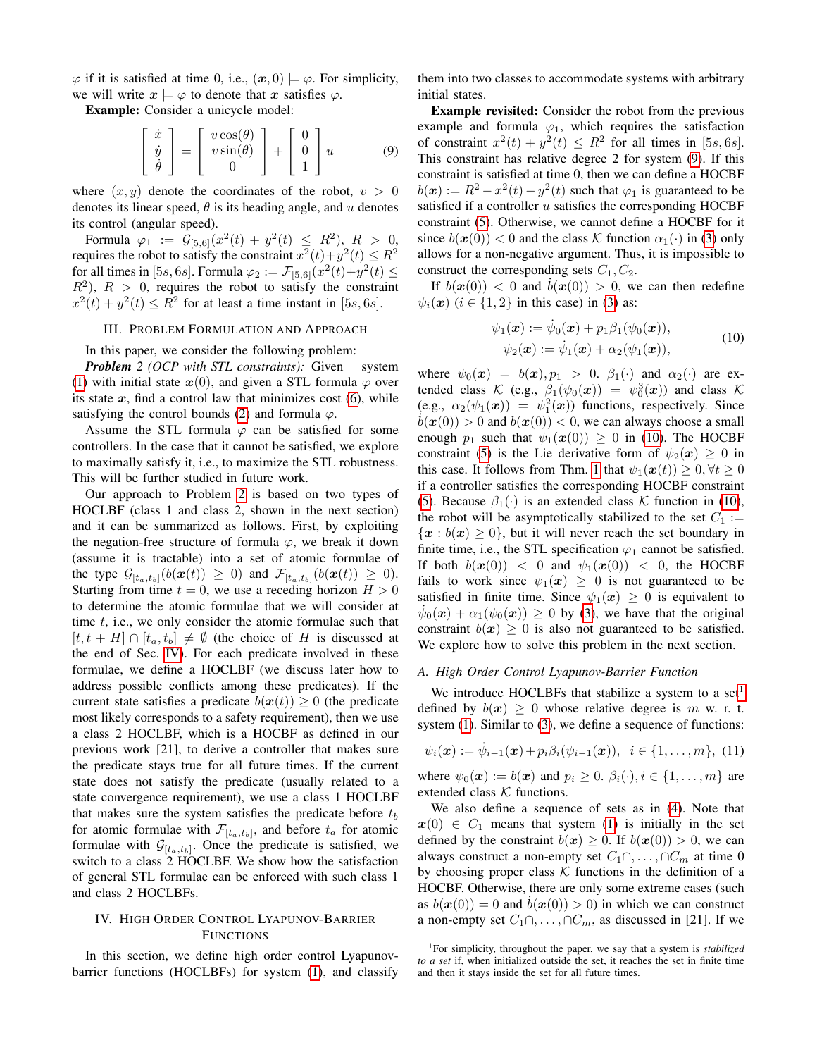$\varphi$ if it is satisfied at time 0, i.e., $(\boldsymbol{x}, 0) \models \varphi$. For simplicity, we will write $\boldsymbol{x} \models \varphi$ to denote that $\boldsymbol{x}$ satisfies $\varphi$.

**Example:** Consider a unicycle model:

$$\begin{bmatrix} \dot{x} \\ \dot{y} \\ \dot{\theta} \end{bmatrix} = \begin{bmatrix} v\cos(\theta) \\ v\sin(\theta) \\ 0 \end{bmatrix} + \begin{bmatrix} 0 \\ 0 \\ 1 \end{bmatrix} u \tag{9}$$

where $(x, y)$ denote the coordinates of the robot, $v > 0$ denotes its linear speed, $\theta$ is its heading angle, and $u$ denotes its control (angular speed).

Formula $\varphi_1 := \mathcal{G}_{[5,6]}(x^2(t) + y^2(t) \leq R^2)$, $R > 0$, requires the robot to satisfy the constraint $x^2(t)+y^2(t) \leq R^2$ for all times in $[5s, 6s]$. Formula $\varphi_2 := \mathcal{F}_{[5,6]}(x^2(t)+y^2(t) \leq R^2)$, $R > 0$, requires the robot to satisfy the constraint $x^2(t) + y^2(t) \leq R^2$ for at least a time instant in $[5s, 6s]$.

## III. Problem Formulation and Approach

In this paper, we consider the following problem:

***Problem 2** (OCP with STL constraints):* Given system (1) with initial state $\boldsymbol{x}(0)$, and given a STL formula $\varphi$ over its state $\boldsymbol{x}$, find a control law that minimizes cost (6), while satisfying the control bounds (2) and formula $\varphi$.

Assume the STL formula $\varphi$ can be satisfied for some controllers. In the case that it cannot be satisfied, we explore to maximally satisfy it, i.e., to maximize the STL robustness. This will be further studied in future work.

Our approach to Problem 2 is based on two types of HOCLBF (class 1 and class 2, shown in the next section) and it can be summarized as follows. First, by exploiting the negation-free structure of formula $\varphi$, we break it down (assume it is tractable) into a set of atomic formulae of the type $\mathcal{G}_{[t_a,t_b]}(b(\boldsymbol{x}(t)) \geq 0)$ and $\mathcal{F}_{[t_a,t_b]}(b(\boldsymbol{x}(t)) \geq 0)$. Starting from time $t = 0$, we use a receding horizon $H > 0$ to determine the atomic formulae that we will consider at time $t$, i.e., we only consider the atomic formulae such that $[t, t + H] \cap [t_a, t_b] \neq \emptyset$ (the choice of $H$ is discussed at the end of Sec. IV). For each predicate involved in these formulae, we define a HOCLBF (we discuss later how to address possible conflicts among these predicates). If the current state satisfies a predicate $b(\boldsymbol{x}(t)) \geq 0$ (the predicate most likely corresponds to a safety requirement), then we use a class 2 HOCLBF, which is a HOCBF as defined in our previous work [21], to derive a controller that makes sure the predicate stays true for all future times. If the current state does not satisfy the predicate (usually related to a state convergence requirement), we use a class 1 HOCLBF that makes sure the system satisfies the predicate before $t_b$ for atomic formulae with $\mathcal{F}_{[t_a,t_b]}$, and before $t_a$ for atomic formulae with $\mathcal{G}_{[t_a,t_b]}$. Once the predicate is satisfied, we switch to a class 2 HOCLBF. We show how the satisfaction of general STL formulae can be enforced with such class 1 and class 2 HOCLBFs.

## IV. High Order Control Lyapunov-Barrier Functions

In this section, we define high order control Lyapunov-barrier functions (HOCLBFs) for system (1), and classify them into two classes to accommodate systems with arbitrary initial states.

**Example revisited:** Consider the robot from the previous example and formula $\varphi_1$, which requires the satisfaction of constraint $x^2(t) + y^2(t) \leq R^2$ for all times in $[5s, 6s]$. This constraint has relative degree 2 for system (9). If this constraint is satisfied at time 0, then we can define a HOCBF $b(\boldsymbol{x}) := R^2 - x^2(t) - y^2(t)$ such that $\varphi_1$ is guaranteed to be satisfied if a controller $u$ satisfies the corresponding HOCBF constraint (5). Otherwise, we cannot define a HOCBF for it since $b(\boldsymbol{x}(0)) < 0$ and the class $\mathcal{K}$ function $\alpha_1(\cdot)$ in (3) only allows for a non-negative argument. Thus, it is impossible to construct the corresponding sets $C_1, C_2$.

If $b(\boldsymbol{x}(0)) < 0$ and $\dot{b}(\boldsymbol{x}(0)) > 0$, we can then redefine $\psi_i(\boldsymbol{x})$ ($i \in \{1, 2\}$ in this case) in (3) as:

$$\begin{aligned} \psi_1(\boldsymbol{x}) &:= \dot{\psi}_0(\boldsymbol{x}) + p_1\beta_1(\psi_0(\boldsymbol{x})), \\ \psi_2(\boldsymbol{x}) &:= \dot{\psi}_1(\boldsymbol{x}) + \alpha_2(\psi_1(\boldsymbol{x})), \end{aligned} \tag{10}$$

where $\psi_0(\boldsymbol{x}) = b(\boldsymbol{x}), p_1 > 0$. $\beta_1(\cdot)$ and $\alpha_2(\cdot)$ are extended class $\mathcal{K}$ (e.g., $\beta_1(\psi_0(\boldsymbol{x})) = \psi_0^3(\boldsymbol{x})$) and class $\mathcal{K}$ (e.g., $\alpha_2(\psi_1(\boldsymbol{x})) = \psi_1^2(\boldsymbol{x})$) functions, respectively. Since $\dot{b}(\boldsymbol{x}(0)) > 0$ and $b(\boldsymbol{x}(0)) < 0$, we can always choose a small enough $p_1$ such that $\psi_1(\boldsymbol{x}(0)) \geq 0$ in (10). The HOCBF constraint (5) is the Lie derivative form of $\psi_2(\boldsymbol{x}) \geq 0$ in this case. It follows from Thm. 1 that $\psi_1(\boldsymbol{x}(t)) \geq 0, \forall t \geq 0$ if a controller satisfies the corresponding HOCBF constraint (5). Because $\beta_1(\cdot)$ is an extended class $\mathcal{K}$ function in (10), the robot will be asymptotically stabilized to the set $C_1 := \{\boldsymbol{x} : b(\boldsymbol{x}) \geq 0\}$, but it will never reach the set boundary in finite time, i.e., the STL specification $\varphi_1$ cannot be satisfied. If both $b(\boldsymbol{x}(0)) < 0$ and $\psi_1(\boldsymbol{x}(0)) < 0$, the HOCBF fails to work since $\psi_1(\boldsymbol{x}) \geq 0$ is not guaranteed to be satisfied in finite time. Since $\psi_1(\boldsymbol{x}) \geq 0$ is equivalent to $\dot{\psi}_0(\boldsymbol{x}) + \alpha_1(\psi_0(\boldsymbol{x})) \geq 0$ by (3), we have that the original constraint $b(\boldsymbol{x}) \geq 0$ is also not guaranteed to be satisfied. We explore how to solve this problem in the next section.

### A. High Order Control Lyapunov-Barrier Function

We introduce HOCLBFs that stabilize a system to a set[1] defined by $b(\boldsymbol{x}) \geq 0$ whose relative degree is $m$ w. r. t. system (1). Similar to (3), we define a sequence of functions:

$$\psi_i(\boldsymbol{x}) := \dot{\psi}_{i-1}(\boldsymbol{x}) + p_i\beta_i(\psi_{i-1}(\boldsymbol{x})), \;\; i \in \{1, \dots, m\}, \tag{11}$$

where $\psi_0(\boldsymbol{x}) := b(\boldsymbol{x})$ and $p_i \geq 0$. $\beta_i(\cdot), i \in \{1, \dots, m\}$ are extended class $\mathcal{K}$ functions.

We also define a sequence of sets as in (4). Note that $\boldsymbol{x}(0) \in C_1$ means that system (1) is initially in the set defined by the constraint $b(\boldsymbol{x}) \geq 0$. If $b(\boldsymbol{x}(0)) > 0$, we can always construct a non-empty set $C_1 \cap, \dots, \cap C_m$ at time 0 by choosing proper class $\mathcal{K}$ functions in the definition of a HOCBF. Otherwise, there are only some extreme cases (such as $b(\boldsymbol{x}(0)) = 0$ and $\dot{b}(\boldsymbol{x}(0)) > 0$) in which we can construct a non-empty set $C_1 \cap, \dots, \cap C_m$, as discussed in [21]. If we

[1]For simplicity, throughout the paper, we say that a system is *stabilized to a set* if, when initialized outside the set, it reaches the set in finite time and then it stays inside the set for all future times.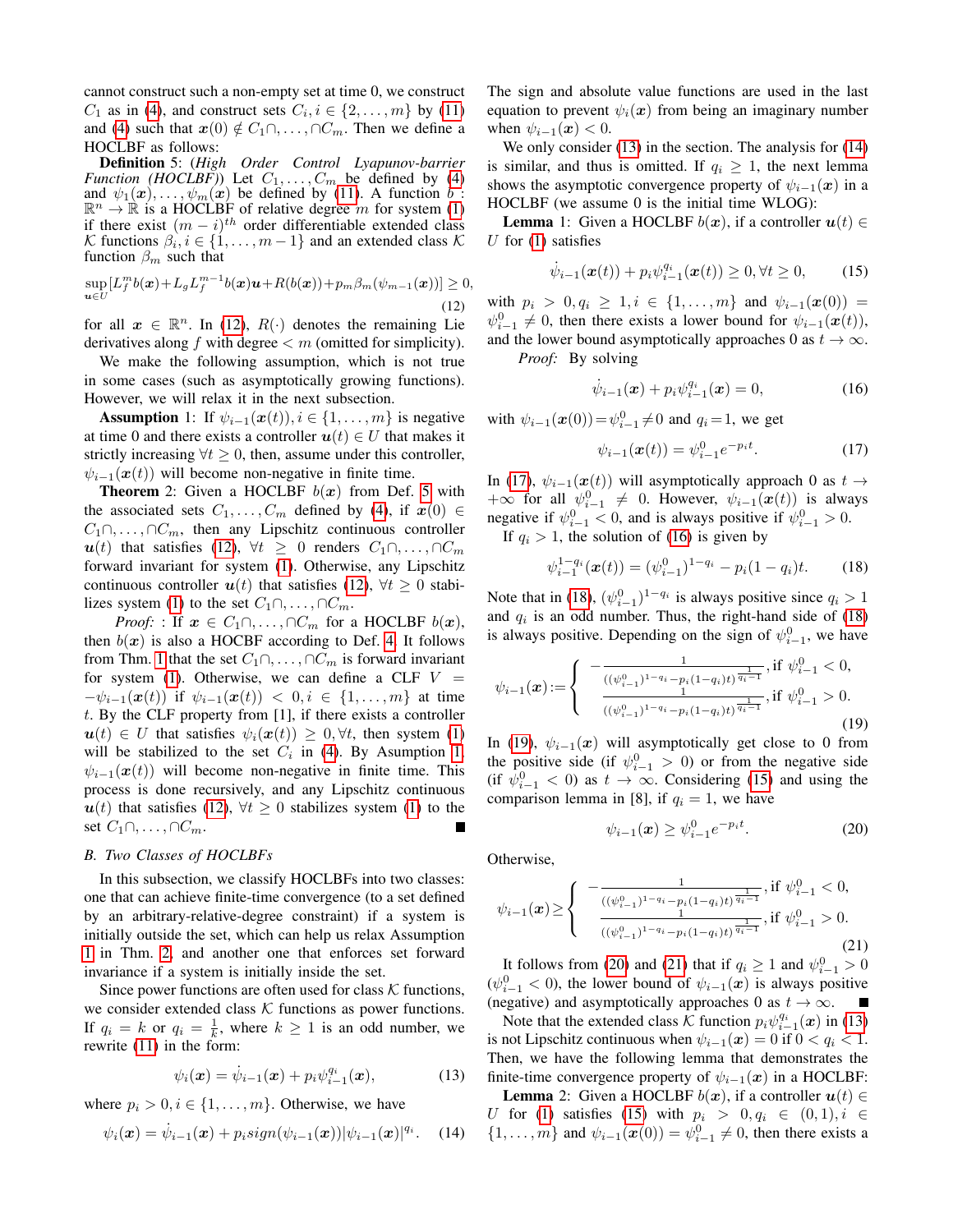cannot construct such a non-empty set at time 0, we construct $C_1$ as in (4), and construct sets $C_i, i \in \{2, \dots, m\}$ by (11) and (4) such that $\boldsymbol{x}(0) \notin C_1 \cap, \dots, \cap C_m$. Then we define a HOCLBF as follows:

**Definition** 5: (*High Order Control Lyapunov-barrier Function (HOCLBF)*) Let $C_1, \dots, C_m$ be defined by (4) and $\psi_1(\boldsymbol{x}), \dots, \psi_m(\boldsymbol{x})$ be defined by (11). A function $b: \mathbb{R}^n \to \mathbb{R}$ is a HOCLBF of relative degree $m$ for system (1) if there exist $(m-i)^{th}$ order differentiable extended class $\mathcal{K}$ functions $\beta_i, i \in \{1, \dots, m-1\}$ and an extended class $\mathcal{K}$ function $\beta_m$ such that

$$\sup_{\boldsymbol{u}\in U}[L_f^m b(\boldsymbol{x}) + L_g L_f^{m-1} b(\boldsymbol{x})\boldsymbol{u} + R(b(\boldsymbol{x})) + p_m \beta_m(\psi_{m-1}(\boldsymbol{x}))] \geq 0, \tag{12}$$

for all $\boldsymbol{x} \in \mathbb{R}^n$. In (12), $R(\cdot)$ denotes the remaining Lie derivatives along $f$ with degree $< m$ (omitted for simplicity).

We make the following assumption, which is not true in some cases (such as asymptotically growing functions). However, we will relax it in the next subsection.

**Assumption** 1: If $\psi_{i-1}(\boldsymbol{x}(t)), i \in \{1, \dots, m\}$ is negative at time 0 and there exists a controller $\boldsymbol{u}(t) \in U$ that makes it strictly increasing $\forall t \geq 0$, then, assume under this controller, $\psi_{i-1}(\boldsymbol{x}(t))$ will become non-negative in finite time.

**Theorem** 2: Given a HOCLBF $b(\boldsymbol{x})$ from Def. 5 with the associated sets $C_1, \dots, C_m$ defined by (4), if $\boldsymbol{x}(0) \in C_1 \cap, \dots, \cap C_m$, then any Lipschitz continuous controller $\boldsymbol{u}(t)$ that satisfies (12), $\forall t \geq 0$ renders $C_1 \cap, \dots, \cap C_m$ forward invariant for system (1). Otherwise, any Lipschitz continuous controller $\boldsymbol{u}(t)$ that satisfies (12), $\forall t \geq 0$ stabilizes system (1) to the set $C_1 \cap, \dots, \cap C_m$.

*Proof:* : If $\boldsymbol{x} \in C_1 \cap, \dots, \cap C_m$ for a HOCLBF $b(\boldsymbol{x})$, then $b(\boldsymbol{x})$ is also a HOCBF according to Def. 4. It follows from Thm. 1 that the set $C_1 \cap, \dots, \cap C_m$ is forward invariant for system (1). Otherwise, we can define a CLF $V = -\psi_{i-1}(\boldsymbol{x}(t))$ if $\psi_{i-1}(\boldsymbol{x}(t)) < 0, i \in \{1, \dots, m\}$ at time $t$. By the CLF property from [1], if there exists a controller $\boldsymbol{u}(t) \in U$ that satisfies $\psi_i(\boldsymbol{x}(t)) \geq 0, \forall t$, then system (1) will be stabilized to the set $C_i$ in (4). By Asumption 1, $\psi_{i-1}(\boldsymbol{x}(t))$ will become non-negative in finite time. This process is done recursively, and any Lipschitz continuous $\boldsymbol{u}(t)$ that satisfies (12), $\forall t \geq 0$ stabilizes system (1) to the set $C_1 \cap, \dots, \cap C_m$. ■

### B. Two Classes of HOCLBFs

In this subsection, we classify HOCLBFs into two classes: one that can achieve finite-time convergence (to a set defined by an arbitrary-relative-degree constraint) if a system is initially outside the set, which can help us relax Assumption 1 in Thm. 2, and another one that enforces set forward invariance if a system is initially inside the set.

Since power functions are often used for class $\mathcal{K}$ functions, we consider extended class $\mathcal{K}$ functions as power functions. If $q_i = k$ or $q_i = \frac{1}{k}$, where $k \geq 1$ is an odd number, we rewrite (11) in the form:

$$\psi_i(\boldsymbol{x}) = \dot{\psi}_{i-1}(\boldsymbol{x}) + p_i \psi_{i-1}^{q_i}(\boldsymbol{x}), \tag{13}$$

where $p_i > 0, i \in \{1, \dots, m\}$. Otherwise, we have

$$\psi_i(\boldsymbol{x}) = \dot{\psi}_{i-1}(\boldsymbol{x}) + p_i sign(\psi_{i-1}(\boldsymbol{x}))|\psi_{i-1}(\boldsymbol{x})|^{q_i}. \tag{14}$$

The sign and absolute value functions are used in the last equation to prevent $\psi_i(\boldsymbol{x})$ from being an imaginary number when $\psi_{i-1}(\boldsymbol{x}) < 0$.

We only consider (13) in the section. The analysis for (14) is similar, and thus is omitted. If $q_i \geq 1$, the next lemma shows the asymptotic convergence property of $\psi_{i-1}(\boldsymbol{x})$ in a HOCLBF (we assume 0 is the initial time WLOG):

**Lemma** 1: Given a HOCLBF $b(\boldsymbol{x})$, if a controller $\boldsymbol{u}(t) \in U$ for (1) satisfies

$$\dot{\psi}_{i-1}(\boldsymbol{x}(t)) + p_i \psi_{i-1}^{q_i}(\boldsymbol{x}(t)) \geq 0, \forall t \geq 0, \tag{15}$$

with $p_i > 0, q_i \geq 1, i \in \{1, \dots, m\}$ and $\psi_{i-1}(\boldsymbol{x}(0)) = \psi_{i-1}^0 \neq 0$, then there exists a lower bound for $\psi_{i-1}(\boldsymbol{x}(t))$, and the lower bound asymptotically approaches 0 as $t \to \infty$.

*Proof:* By solving

$$\dot{\psi}_{i-1}(\boldsymbol{x}) + p_i \psi_{i-1}^{q_i}(\boldsymbol{x}) = 0, \tag{16}$$

with $\psi_{i-1}(\boldsymbol{x}(0)) = \psi_{i-1}^0 \neq 0$ and $q_i = 1$, we get

$$\psi_{i-1}(\boldsymbol{x}(t)) = \psi_{i-1}^0 e^{-p_i t}. \tag{17}$$

In (17), $\psi_{i-1}(\boldsymbol{x}(t))$ will asymptotically approach 0 as $t \to +\infty$ for all $\psi_{i-1}^0 \neq 0$. However, $\psi_{i-1}(\boldsymbol{x}(t))$ is always negative if $\psi_{i-1}^0 < 0$, and is always positive if $\psi_{i-1}^0 > 0$.

If $q_i > 1$, the solution of (16) is given by

$$\psi_{i-1}^{1-q_i}(\boldsymbol{x}(t)) = (\psi_{i-1}^0)^{1-q_i} - p_i(1-q_i)t. \tag{18}$$

Note that in (18), $(\psi_{i-1}^0)^{1-q_i}$ is always positive since $q_i > 1$ and $q_i$ is an odd number. Thus, the right-hand side of (18) is always positive. Depending on the sign of $\psi_{i-1}^0$, we have

$$\psi_{i-1}(\boldsymbol{x}) := \begin{cases} -\frac{1}{((\psi_{i-1}^0)^{1-q_i} - p_i(1-q_i)t)^{\frac{1}{q_i-1}}}, \text{if } \psi_{i-1}^0 < 0, \\ \frac{1}{((\psi_{i-1}^0)^{1-q_i} - p_i(1-q_i)t)^{\frac{1}{q_i-1}}}, \text{if } \psi_{i-1}^0 > 0. \end{cases} \tag{19}$$

In (19), $\psi_{i-1}(\boldsymbol{x})$ will asymptotically get close to 0 from the positive side (if $\psi_{i-1}^0 > 0$) or from the negative side (if $\psi_{i-1}^0 < 0$) as $t \to \infty$. Considering (15) and using the comparison lemma in [8], if $q_i = 1$, we have

$$\psi_{i-1}(\boldsymbol{x}) \geq \psi_{i-1}^0 e^{-p_i t}. \tag{20}$$

Otherwise,

$$\psi_{i-1}(\boldsymbol{x}) \geq \begin{cases} -\frac{1}{((\psi_{i-1}^0)^{1-q_i} - p_i(1-q_i)t)^{\frac{1}{q_i-1}}}, \text{if } \psi_{i-1}^0 < 0, \\ \frac{1}{((\psi_{i-1}^0)^{1-q_i} - p_i(1-q_i)t)^{\frac{1}{q_i-1}}}, \text{if } \psi_{i-1}^0 > 0. \end{cases} \tag{21}$$

It follows from (20) and (21) that if $q_i \geq 1$ and $\psi_{i-1}^0 > 0$ ($\psi_{i-1}^0 < 0$), the lower bound of $\psi_{i-1}(\boldsymbol{x})$ is always positive (negative) and asymptotically approaches 0 as $t \to \infty$. ■

Note that the extended class $\mathcal{K}$ function $p_i \psi_{i-1}^{q_i}(\boldsymbol{x})$ in (13) is not Lipschitz continuous when $\psi_{i-1}(\boldsymbol{x}) = 0$ if $0 < q_i < 1$. Then, we have the following lemma that demonstrates the finite-time convergence property of $\psi_{i-1}(\boldsymbol{x})$ in a HOCLBF:

**Lemma** 2: Given a HOCLBF $b(\boldsymbol{x})$, if a controller $\boldsymbol{u}(t) \in U$ for (1) satisfies (15) with $p_i > 0, q_i \in (0,1), i \in \{1, \dots, m\}$ and $\psi_{i-1}(\boldsymbol{x}(0)) = \psi_{i-1}^0 \neq 0$, then there exists a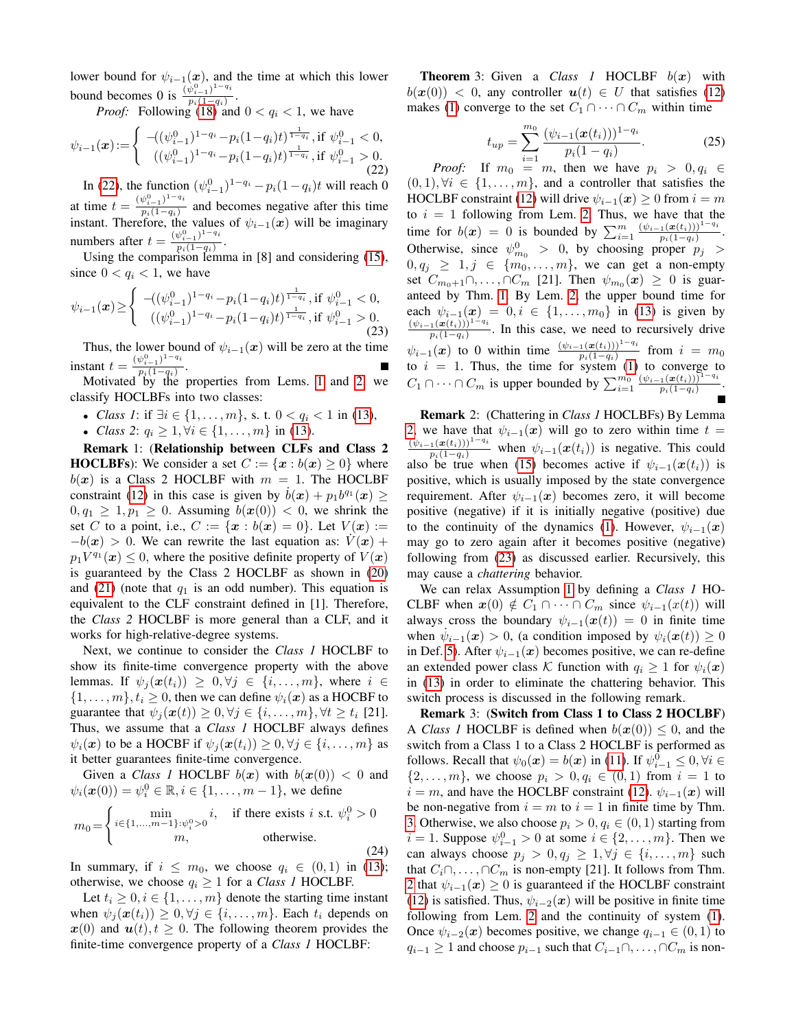lower bound for $\psi_{i-1}(\boldsymbol{x})$, and the time at which this lower bound becomes 0 is $\frac{(\psi_{i-1}^0)^{1-q_i}}{p_i(1-q_i)}$.

*Proof:* Following (18) and $0 < q_i < 1$, we have

$$\psi_{i-1}(\boldsymbol{x}) := \begin{cases} -((\psi_{i-1}^0)^{1-q_i} - p_i(1-q_i)t)^{\frac{1}{1-q_i}}, \text{if } \psi_{i-1}^0 < 0, \\ ((\psi_{i-1}^0)^{1-q_i} - p_i(1-q_i)t)^{\frac{1}{1-q_i}}, \text{if } \psi_{i-1}^0 > 0. \end{cases} \tag{22}$$

In (22), the function $(\psi_{i-1}^0)^{1-q_i} - p_i(1-q_i)t$ will reach 0 at time $t = \frac{(\psi_{i-1}^0)^{1-q_i}}{p_i(1-q_i)}$ and becomes negative after this time instant. Therefore, the values of $\psi_{i-1}(\boldsymbol{x})$ will be imaginary numbers after $t = \frac{(\psi_{i-1}^0)^{1-q_i}}{p_i(1-q_i)}$.

Using the comparison lemma in [8] and considering (15), since $0 < q_i < 1$, we have

$$\psi_{i-1}(\boldsymbol{x}) \geq \begin{cases} -((\psi_{i-1}^0)^{1-q_i} - p_i(1-q_i)t)^{\frac{1}{1-q_i}}, \text{if } \psi_{i-1}^0 < 0, \\ ((\psi_{i-1}^0)^{1-q_i} - p_i(1-q_i)t)^{\frac{1}{1-q_i}}, \text{if } \psi_{i-1}^0 > 0. \end{cases} \tag{23}$$

Thus, the lower bound of $\psi_{i-1}(\boldsymbol{x})$ will be zero at the time instant $t = \frac{(\psi_{i-1}^0)^{1-q_i}}{p_i(1-q_i)}$. ∎

Motivated by the properties from Lems. 1 and 2, we classify HOCLBFs into two classes:

- *Class 1*: if $\exists i \in \{1,\dots,m\}$, s. t. $0 < q_i < 1$ in (13),
- *Class 2*: $q_i \geq 1, \forall i \in \{1,\dots,m\}$ in (13).

**Remark 1: (Relationship between CLFs and Class 2 HOCLBFs)**: We consider a set $C := \{\boldsymbol{x} : b(\boldsymbol{x}) \geq 0\}$ where $b(\boldsymbol{x})$ is a Class 2 HOCLBF with $m = 1$. The HOCLBF constraint (12) in this case is given by $\dot{b}(\boldsymbol{x}) + p_1 b^{q_1}(\boldsymbol{x}) \geq 0, q_1 \geq 1, p_1 \geq 0$. Assuming $b(\boldsymbol{x}(0)) < 0$, we shrink the set $C$ to a point, i.e., $C := \{\boldsymbol{x} : b(\boldsymbol{x}) = 0\}$. Let $V(\boldsymbol{x}) := -b(\boldsymbol{x}) > 0$. We can rewrite the last equation as: $\dot{V}(\boldsymbol{x}) + p_1 V^{q_1}(\boldsymbol{x}) \leq 0$, where the positive definite property of $V(\boldsymbol{x})$ is guaranteed by the Class 2 HOCLBF as shown in (20) and (21) (note that $q_1$ is an odd number). This equation is equivalent to the CLF constraint defined in [1]. Therefore, the *Class 2* HOCLBF is more general than a CLF, and it works for high-relative-degree systems.

Next, we continue to consider the *Class 1* HOCLBF to show its finite-time convergence property with the above lemmas. If $\psi_j(\boldsymbol{x}(t_i)) \geq 0, \forall j \in \{i,\dots,m\}$, where $i \in \{1,\dots,m\}, t_i \geq 0$, then we can define $\psi_i(\boldsymbol{x})$ as a HOCBF to guarantee that $\psi_j(\boldsymbol{x}(t)) \geq 0, \forall j \in \{i,\dots,m\}, \forall t \geq t_i$ [21]. Thus, we assume that a *Class 1* HOCLBF always defines $\psi_i(\boldsymbol{x})$ to be a HOCBF if $\psi_j(\boldsymbol{x}(t_i)) \geq 0, \forall j \in \{i,\dots,m\}$ as it better guarantees finite-time convergence.

Given a *Class 1* HOCLBF $b(\boldsymbol{x})$ with $b(\boldsymbol{x}(0)) < 0$ and $\psi_i(\boldsymbol{x}(0)) = \psi_i^0 \in \mathbb{R}, i \in \{1,\dots,m-1\}$, we define

$$m_0 = \begin{cases} \min_{i \in \{1,\dots,m-1\}: \psi_i^0 > 0} i, & \text{if there exists } i \text{ s.t. } \psi_i^0 > 0 \\ m, & \text{otherwise.} \end{cases} \tag{24}$$

In summary, if $i \leq m_0$, we choose $q_i \in (0,1)$ in (13); otherwise, we choose $q_i \geq 1$ for a *Class 1* HOCLBF.

Let $t_i \geq 0, i \in \{1,\dots,m\}$ denote the starting time instant when $\psi_j(\boldsymbol{x}(t_i)) \geq 0, \forall j \in \{i,\dots,m\}$. Each $t_i$ depends on $\boldsymbol{x}(0)$ and $\boldsymbol{u}(t), t \geq 0$. The following theorem provides the finite-time convergence property of a *Class 1* HOCLBF:

**Theorem 3:** Given a *Class 1* HOCLBF $b(\boldsymbol{x})$ with $b(\boldsymbol{x}(0)) < 0$, any controller $\boldsymbol{u}(t) \in U$ that satisfies (12) makes (1) converge to the set $C_1 \cap \dots \cap C_m$ within time

$$t_{up} = \sum_{i=1}^{m_0} \frac{(\psi_{i-1}(\boldsymbol{x}(t_i)))^{1-q_i}}{p_i(1-q_i)}. \tag{25}$$

*Proof:* If $m_0 = m$, then we have $p_i > 0, q_i \in (0,1), \forall i \in \{1,\dots,m\}$, and a controller that satisfies the HOCLBF constraint (12) will drive $\psi_{i-1}(\boldsymbol{x}) \geq 0$ from $i = m$ to $i = 1$ following from Lem. 2. Thus, we have that the time for $b(\boldsymbol{x}) = 0$ is bounded by $\sum_{i=1}^{m} \frac{(\psi_{i-1}(\boldsymbol{x}(t_i)))^{1-q_i}}{p_i(1-q_i)}$. Otherwise, since $\psi_{m_0}^0 > 0$, by choosing proper $p_j > 0, q_j \geq 1, j \in \{m_0,\dots,m\}$, we can get a non-empty set $C_{m_0+1} \cap, \dots, \cap C_m$ [21]. Then $\psi_{m_0}(\boldsymbol{x}) \geq 0$ is guaranteed by Thm. 1. By Lem. 2, the upper bound time for each $\psi_{i-1}(\boldsymbol{x}) = 0, i \in \{1,\dots,m_0\}$ in (13) is given by $\frac{(\psi_{i-1}(\boldsymbol{x}(t_i)))^{1-q_i}}{p_i(1-q_i)}$. In this case, we need to recursively drive $\psi_{i-1}(\boldsymbol{x})$ to 0 within time $\frac{(\psi_{i-1}(\boldsymbol{x}(t_i)))^{1-q_i}}{p_i(1-q_i)}$ from $i = m_0$ to $i = 1$. Thus, the time for system (1) to converge to $C_1 \cap \dots \cap C_m$ is upper bounded by $\sum_{i=1}^{m_0} \frac{(\psi_{i-1}(\boldsymbol{x}(t_i)))^{1-q_i}}{p_i(1-q_i)}$. ∎

**Remark 2:** (Chattering in *Class 1* HOCLBFs) By Lemma 2, we have that $\psi_{i-1}(\boldsymbol{x})$ will go to zero within time $t = \frac{(\psi_{i-1}(\boldsymbol{x}(t_i)))^{1-q_i}}{p_i(1-q_i)}$ when $\psi_{i-1}(\boldsymbol{x}(t_i))$ is negative. This could also be true when (15) becomes active if $\psi_{i-1}(\boldsymbol{x}(t_i))$ is positive, which is usually imposed by the state convergence requirement. After $\psi_{i-1}(\boldsymbol{x})$ becomes zero, it will become positive (negative) if it is initially negative (positive) due to the continuity of the dynamics (1). However, $\psi_{i-1}(\boldsymbol{x})$ may go to zero again after it becomes positive (negative) following from (23) as discussed earlier. Recursively, this may cause a *chattering* behavior.

We can relax Assumption 1 by defining a *Class 1* HOCLBF when $\boldsymbol{x}(0) \notin C_1 \cap \dots \cap C_m$ since $\psi_{i-1}(x(t))$ will always cross the boundary $\psi_{i-1}(\boldsymbol{x}(t)) = 0$ in finite time when $\dot{\psi}_{i-1}(\boldsymbol{x}) > 0$, (a condition imposed by $\psi_i(\boldsymbol{x}(t)) \geq 0$ in Def. 5). After $\psi_{i-1}(\boldsymbol{x})$ becomes positive, we can re-define an extended power class $\mathcal{K}$ function with $q_i \geq 1$ for $\psi_i(\boldsymbol{x})$ in (13) in order to eliminate the chattering behavior. This switch process is discussed in the following remark.

**Remark 3: (Switch from Class 1 to Class 2 HOCLBF)** A *Class 1* HOCLBF is defined when $b(\boldsymbol{x}(0)) \leq 0$, and the switch from a Class 1 to a Class 2 HOCLBF is performed as follows. Recall that $\psi_0(\boldsymbol{x}) = b(\boldsymbol{x})$ in (11). If $\psi_{i-1}^0 \leq 0, \forall i \in \{2,\dots,m\}$, we choose $p_i > 0, q_i \in (0,1)$ from $i = 1$ to $i = m$, and have the HOCLBF constraint (12). $\psi_{i-1}(\boldsymbol{x})$ will be non-negative from $i = m$ to $i = 1$ in finite time by Thm. 3. Otherwise, we also choose $p_i > 0, q_i \in (0,1)$ starting from $i = 1$. Suppose $\psi_{i-1}^0 > 0$ at some $i \in \{2,\dots,m\}$. Then we can always choose $p_j > 0, q_j \geq 1, \forall j \in \{i,\dots,m\}$ such that $C_i \cap, \dots, \cap C_m$ is non-empty [21]. It follows from Thm. 2 that $\psi_{i-1}(\boldsymbol{x}) \geq 0$ is guaranteed if the HOCLBF constraint (12) is satisfied. Thus, $\psi_{i-2}(\boldsymbol{x})$ will be positive in finite time following from Lem. 2 and the continuity of system (1). Once $\psi_{i-2}(\boldsymbol{x})$ becomes positive, we change $q_{i-1} \in (0,1)$ to $q_{i-1} \geq 1$ and choose $p_{i-1}$ such that $C_{i-1} \cap, \dots, \cap C_m$ is non-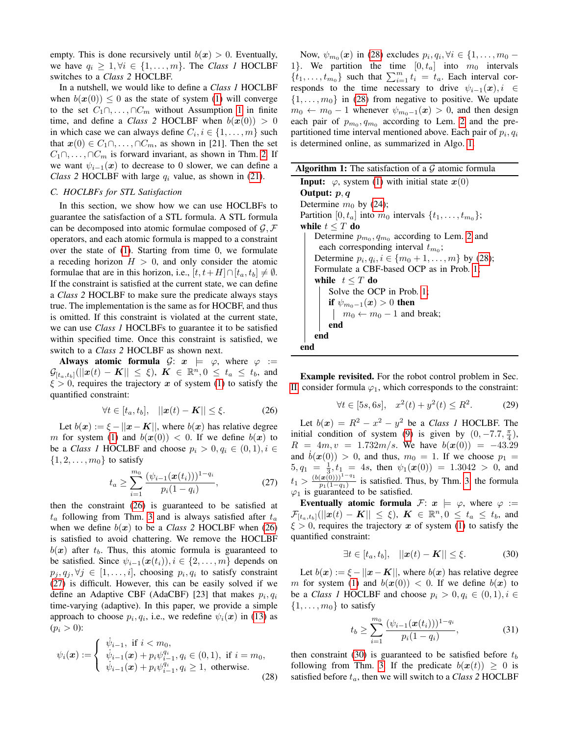empty. This is done recursively until $b(\boldsymbol{x}) > 0$. Eventually, we have $q_i \geq 1, \forall i \in \{1,\dots,m\}$. The *Class 1* HOCLBF switches to a *Class 2* HOCLBF.

In a nutshell, we would like to define a *Class 1* HOCLBF when $b(\boldsymbol{x}(0)) \leq 0$ as the state of system (1) will converge to the set $C_1 \cap, \dots, \cap C_m$ without Assumption 1 in finite time, and define a *Class 2* HOCLBF when $b(\boldsymbol{x}(0)) > 0$ in which case we can always define $C_i, i \in \{1,\dots,m\}$ such that $\boldsymbol{x}(0) \in C_1 \cap, \dots, \cap C_m$, as shown in [21]. Then the set $C_1 \cap, \dots, \cap C_m$ is forward invariant, as shown in Thm. 2. If we want $\psi_{i-1}(\boldsymbol{x})$ to decrease to 0 slower, we can define a *Class 2* HOCLBF with large $q_i$ value, as shown in (21).

### C. HOCLBFs for STL Satisfaction

In this section, we show how we can use HOCLBFs to guarantee the satisfaction of a STL formula. A STL formula can be decomposed into atomic formulae composed of $\mathcal{G}, \mathcal{F}$ operators, and each atomic formula is mapped to a constraint over the state of (1). Starting from time 0, we formulate a receding horizon $H > 0$, and only consider the atomic formulae that are in this horizon, i.e., $[t, t+H] \cap [t_a, t_b] \neq \emptyset$. If the constraint is satisfied at the current state, we can define a *Class 2* HOCLBF to make sure the predicate always stays true. The implementation is the same as for HOCBF, and thus is omitted. If this constraint is violated at the current state, we can use *Class 1* HOCLBFs to guarantee it to be satisfied within specified time. Once this constraint is satisfied, we switch to a *Class 2* HOCLBF as shown next.

**Always atomic formula** $\mathcal{G}$: $\boldsymbol{x} \models \varphi$, where $\varphi := \mathcal{G}_{[t_a,t_b]}(||\boldsymbol{x}(t) - \boldsymbol{K}|| \leq \xi)$, $\boldsymbol{K} \in \mathbb{R}^n, 0 \leq t_a \leq t_b$, and $\xi > 0$, requires the trajectory $\boldsymbol{x}$ of system (1) to satisfy the quantified constraint:

$$\forall t \in [t_a, t_b], \quad ||\boldsymbol{x}(t) - \boldsymbol{K}|| \leq \xi. \tag{26}$$

Let $b(\boldsymbol{x}) := \xi - ||\boldsymbol{x} - \boldsymbol{K}||$, where $b(\boldsymbol{x})$ has relative degree $m$ for system (1) and $b(\boldsymbol{x}(0)) < 0$. If we define $b(\boldsymbol{x})$ to be a *Class 1* HOCLBF and choose $p_i > 0, q_i \in (0,1), i \in \{1,2,\dots,m_0\}$ to satisfy

$$t_a \geq \sum_{i=1}^{m_0} \frac{(\psi_{i-1}(\boldsymbol{x}(t_i)))^{1-q_i}}{p_i(1-q_i)}, \tag{27}$$

then the constraint (26) is guaranteed to be satisfied at $t_a$ following from Thm. 3 and is always satisfied after $t_a$ when we define $b(\boldsymbol{x})$ to be a *Class 2* HOCLBF when (26) is satisfied to avoid chattering. We remove the HOCLBF $b(\boldsymbol{x})$ after $t_b$. Thus, this atomic formula is guaranteed to be satisfied. Since $\psi_{i-1}(\boldsymbol{x}(t_i)), i \in \{2,\dots,m\}$ depends on $p_j, q_j, \forall j \in [1,\dots,i]$, choosing $p_i, q_i$ to satisfy constraint (27) is difficult. However, this can be easily solved if we define an Adaptive CBF (AdaCBF) [23] that makes $p_i, q_i$ time-varying (adaptive). In this paper, we provide a simple approach to choose $p_i, q_i$, i.e., we redefine $\psi_i(\boldsymbol{x})$ in (13) as ($p_i > 0$):

$$\psi_i(\boldsymbol{x}) := \begin{cases} \dot{\psi}_{i-1}, \text{ if } i < m_0, \\ \dot{\psi}_{i-1}(\boldsymbol{x}) + p_i \psi_{i-1}^{q_i}, q_i \in (0,1), \text{ if } i = m_0, \\ \dot{\psi}_{i-1}(\boldsymbol{x}) + p_i \psi_{i-1}^{q_i}, q_i \geq 1, \text{ otherwise.} \end{cases} \tag{28}$$

Now, $\psi_{m_0}(\boldsymbol{x})$ in (28) excludes $p_i, q_i, \forall i \in \{1,\dots,m_0-1\}$. We partition the time $[0, t_a]$ into $m_0$ intervals $\{t_1,\dots,t_{m_0}\}$ such that $\sum_{i=1}^{m} t_i = t_a$. Each interval corresponds to the time necessary to drive $\psi_{i-1}(\boldsymbol{x}), i \in \{1,\dots,m_0\}$ in (28) from negative to positive. We update $m_0 \leftarrow m_0 - 1$ whenever $\psi_{m_0-1}(\boldsymbol{x}) > 0$, and then design each pair of $p_{m_0}, q_{m_0}$ according to Lem. 2 and the pre-partitioned time interval mentioned above. Each pair of $p_i, q_i$ is determined online, as summarized in Algo. 1.

**Algorithm 1:** The satisfaction of a $\mathcal{G}$ atomic formula

```
Input: φ, system (1) with initial state x(0)
Output: p, q
Determine m_0 by (24);
Partition [0, t_a] into m_0 intervals {t_1, ..., t_{m_0}};
while t ≤ T do
    Determine p_{m_0}, q_{m_0} according to Lem. 2 and
     each corresponding interval t_{m_0};
    Determine p_i, q_i, i ∈ {m_0 + 1, ..., m} by (28);
    Formulate a CBF-based OCP as in Prob. 1;
    while t ≤ T do
        Solve the OCP in Prob. 1;
        if ψ_{m_0-1}(x) > 0 then
            m_0 ← m_0 − 1 and break;
        end
    end
end
```

**Example revisited.** For the robot control problem in Sec. II, consider formula $\varphi_1$, which corresponds to the constraint:

$$\forall t \in [5s, 6s], \quad x^2(t) + y^2(t) \leq R^2. \tag{29}$$

Let $b(\boldsymbol{x}) = R^2 - x^2 - y^2$ be a *Class 1* HOCLBF. The initial condition of system (9) is given by $(0, -7.7, \frac{\pi}{4})$, $R = 4m, v = 1.732m/s$. We have $b(\boldsymbol{x}(0)) = -43.29$ and $\dot{b}(\boldsymbol{x}(0)) > 0$, and thus, $m_0 = 1$. If we choose $p_1 = 5, q_1 = \frac{1}{3}, t_1 = 4s$, then $\psi_1(\boldsymbol{x}(0)) = 1.3042 > 0$, and $t_1 > \frac{(b(\boldsymbol{x}(0)))^{1-q_1}}{p_1(1-q_1)}$ is satisfied. Thus, by Thm. 3 the formula $\varphi_1$ is guaranteed to be satisfied.

**Eventually atomic formula** $\mathcal{F}$: $\boldsymbol{x} \models \varphi$, where $\varphi := \mathcal{F}_{[t_a,t_b]}(||\boldsymbol{x}(t) - \boldsymbol{K}|| \leq \xi)$, $\boldsymbol{K} \in \mathbb{R}^n, 0 \leq t_a \leq t_b$, and $\xi > 0$, requires the trajectory $\boldsymbol{x}$ of system (1) to satisfy the quantified constraint:

$$\exists t \in [t_a, t_b], \quad ||\boldsymbol{x}(t) - \boldsymbol{K}|| \leq \xi. \tag{30}$$

Let $b(\boldsymbol{x}) := \xi - ||\boldsymbol{x} - \boldsymbol{K}||$, where $b(\boldsymbol{x})$ has relative degree $m$ for system (1) and $b(\boldsymbol{x}(0)) < 0$. If we define $b(\boldsymbol{x})$ to be a *Class 1* HOCLBF and choose $p_i > 0, q_i \in (0,1), i \in \{1,\dots,m_0\}$ to satisfy

$$t_b \geq \sum_{i=1}^{m_0} \frac{(\psi_{i-1}(\boldsymbol{x}(t_i)))^{1-q_i}}{p_i(1-q_i)}, \tag{31}$$

then constraint (30) is guaranteed to be satisfied before $t_b$ following from Thm. 3. If the predicate $b(\boldsymbol{x}(t)) \geq 0$ is satisfied before $t_a$, then we will switch to a *Class 2* HOCLBF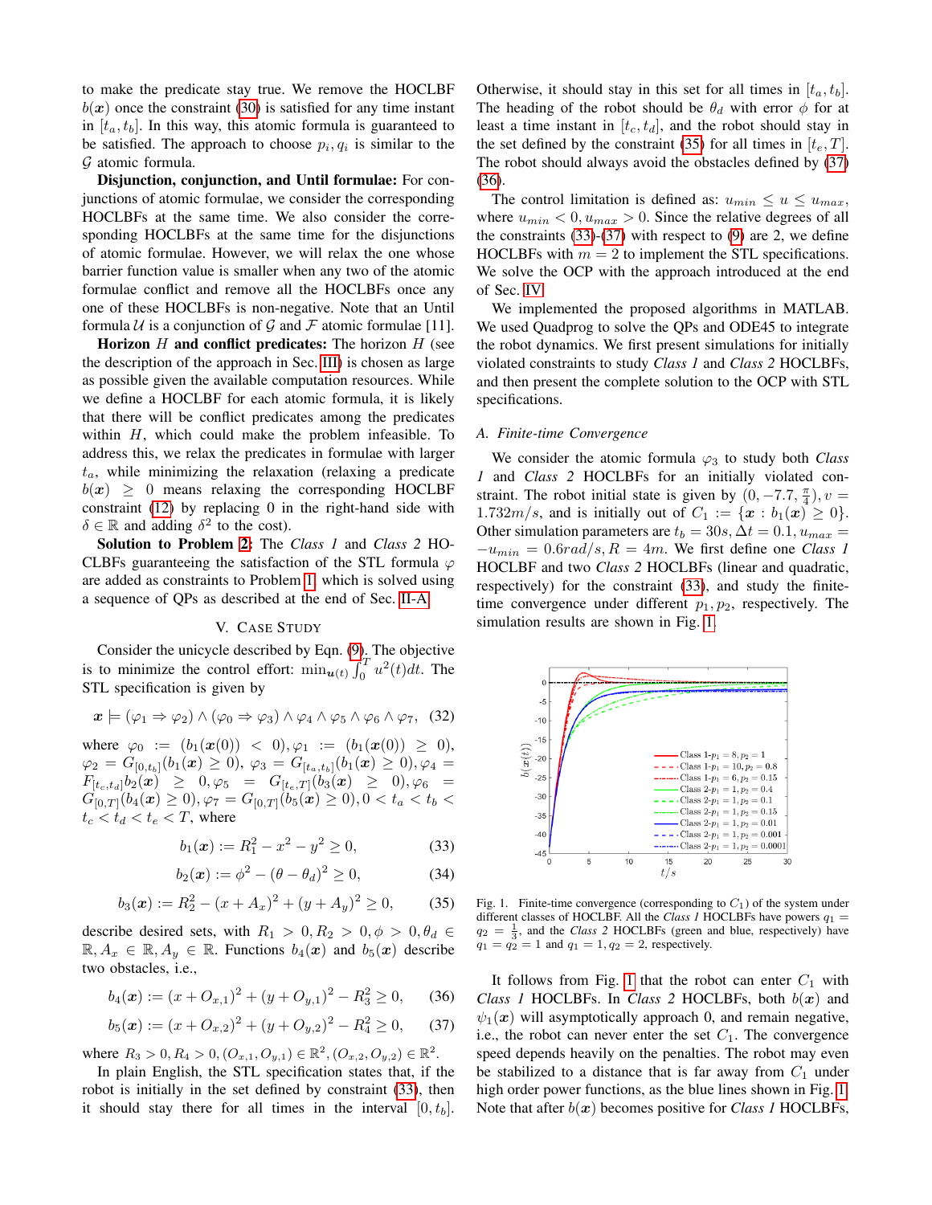to make the predicate stay true. We remove the HOCLBF $b(\boldsymbol{x})$ once the constraint (30) is satisfied for any time instant in $[t_a, t_b]$. In this way, this atomic formula is guaranteed to be satisfied. The approach to choose $p_i, q_i$ is similar to the $\mathcal{G}$ atomic formula.

**Disjunction, conjunction, and Until formulae:** For conjunctions of atomic formulae, we consider the corresponding HOCLBFs at the same time. We also consider the corresponding HOCLBFs at the same time for the disjunctions of atomic formulae. However, we will relax the one whose barrier function value is smaller when any two of the atomic formulae conflict and remove all the HOCLBFs once any one of these HOCLBFs is non-negative. Note that an Until formula $\mathcal{U}$ is a conjunction of $\mathcal{G}$ and $\mathcal{F}$ atomic formulae [11].

**Horizon $H$ and conflict predicates:** The horizon $H$ (see the description of the approach in Sec. III) is chosen as large as possible given the available computation resources. While we define a HOCLBF for each atomic formula, it is likely that there will be conflict predicates among the predicates within $H$, which could make the problem infeasible. To address this, we relax the predicates in formulae with larger $t_a$, while minimizing the relaxation (relaxing a predicate $b(\boldsymbol{x}) \geq 0$ means relaxing the corresponding HOCLBF constraint (12) by replacing 0 in the right-hand side with $\delta \in \mathbb{R}$ and adding $\delta^2$ to the cost).

**Solution to Problem 2:** The *Class 1* and *Class 2* HOCLBFs guaranteeing the satisfaction of the STL formula $\varphi$ are added as constraints to Problem 1 which is solved using a sequence of QPs as described at the end of Sec. II-A.

## V. Case Study

Consider the unicycle described by Eqn. (9). The objective is to minimize the control effort: $\min_{\boldsymbol{u}(t)} \int_0^T u^2(t)dt$. The STL specification is given by

$$\boldsymbol{x} \models (\varphi_1 \Rightarrow \varphi_2) \wedge (\varphi_0 \Rightarrow \varphi_3) \wedge \varphi_4 \wedge \varphi_5 \wedge \varphi_6 \wedge \varphi_7, \quad (32)$$

where $\varphi_0 := (b_1(\boldsymbol{x}(0)) < 0), \varphi_1 := (b_1(\boldsymbol{x}(0)) \geq 0)$, $\varphi_2 = G_{[0,t_b]}(b_1(\boldsymbol{x}) \geq 0)$, $\varphi_3 = G_{[t_a,t_b]}(b_1(\boldsymbol{x}) \geq 0), \varphi_4 = F_{[t_c,t_d]} b_2(\boldsymbol{x}) \geq 0, \varphi_5 = G_{[t_e,T]}(b_3(\boldsymbol{x}) \geq 0), \varphi_6 = G_{[0,T]}(b_4(\boldsymbol{x}) \geq 0), \varphi_7 = G_{[0,T]}(b_5(\boldsymbol{x}) \geq 0), 0 < t_a < t_b < t_c < t_d < t_e < T$, where

$$b_1(\boldsymbol{x}) := R_1^2 - x^2 - y^2 \geq 0, \quad (33)$$

$$b_2(\boldsymbol{x}) := \phi^2 - (\theta - \theta_d)^2 \geq 0, \quad (34)$$

$$b_3(\boldsymbol{x}) := R_2^2 - (x + A_x)^2 + (y + A_y)^2 \geq 0, \quad (35)$$

describe desired sets, with $R_1 > 0, R_2 > 0, \phi > 0, \theta_d \in \mathbb{R}, A_x \in \mathbb{R}, A_y \in \mathbb{R}$. Functions $b_4(\boldsymbol{x})$ and $b_5(\boldsymbol{x})$ describe two obstacles, i.e.,

$$b_4(\boldsymbol{x}) := (x + O_{x,1})^2 + (y + O_{y,1})^2 - R_3^2 \geq 0, \quad (36)$$

$$b_5(\boldsymbol{x}) := (x + O_{x,2})^2 + (y + O_{y,2})^2 - R_4^2 \geq 0, \quad (37)$$

where $R_3 > 0, R_4 > 0, (O_{x,1}, O_{y,1}) \in \mathbb{R}^2, (O_{x,2}, O_{y,2}) \in \mathbb{R}^2$.

In plain English, the STL specification states that, if the robot is initially in the set defined by constraint (33), then it should stay there for all times in the interval $[0, t_b]$. Otherwise, it should stay in this set for all times in $[t_a, t_b]$. The heading of the robot should be $\theta_d$ with error $\phi$ for at least a time instant in $[t_c, t_d]$, and the robot should stay in the set defined by the constraint (35) for all times in $[t_e, T]$. The robot should always avoid the obstacles defined by (37) (36).

The control limitation is defined as: $u_{min} \leq u \leq u_{max}$, where $u_{min} < 0, u_{max} > 0$. Since the relative degrees of all the constraints (33)-(37) with respect to (9) are 2, we define HOCLBFs with $m = 2$ to implement the STL specifications. We solve the OCP with the approach introduced at the end of Sec. IV.

We implemented the proposed algorithms in MATLAB. We used Quadprog to solve the QPs and ODE45 to integrate the robot dynamics. We first present simulations for initially violated constraints to study *Class 1* and *Class 2* HOCLBFs, and then present the complete solution to the OCP with STL specifications.

### A. Finite-time Convergence

We consider the atomic formula $\varphi_3$ to study both *Class 1* and *Class 2* HOCLBFs for an initially violated constraint. The robot initial state is given by $(0, -7.7, \frac{\pi}{4}), v = 1.732m/s$, and is initially out of $C_1 := \{\boldsymbol{x} : b_1(\boldsymbol{x}) \geq 0\}$. Other simulation parameters are $t_b = 30s, \Delta t = 0.1, u_{max} = -u_{min} = 0.6rad/s, R = 4m$. We first define one *Class 1* HOCLBF and two *Class 2* HOCLBFs (linear and quadratic, respectively) for the constraint (33), and study the finite-time convergence under different $p_1, p_2$, respectively. The simulation results are shown in Fig. 1.

Fig. 1. Finite-time convergence (corresponding to $C_1$) of the system under different classes of HOCLBF. All the *Class 1* HOCLBFs have powers $q_1 = q_2 = \frac{1}{3}$, and the *Class 2* HOCLBFs (green and blue, respectively) have $q_1 = q_2 = 1$ and $q_1 = 1, q_2 = 2$, respectively.

It follows from Fig. 1 that the robot can enter $C_1$ with *Class 1* HOCLBFs. In *Class 2* HOCLBFs, both $b(\boldsymbol{x})$ and $\psi_1(\boldsymbol{x})$ will asymptotically approach 0, and remain negative, i.e., the robot can never enter the set $C_1$. The convergence speed depends heavily on the penalties. The robot may even be stabilized to a distance that is far away from $C_1$ under high order power functions, as the blue lines shown in Fig. 1. Note that after $b(\boldsymbol{x})$ becomes positive for *Class 1* HOCLBFs,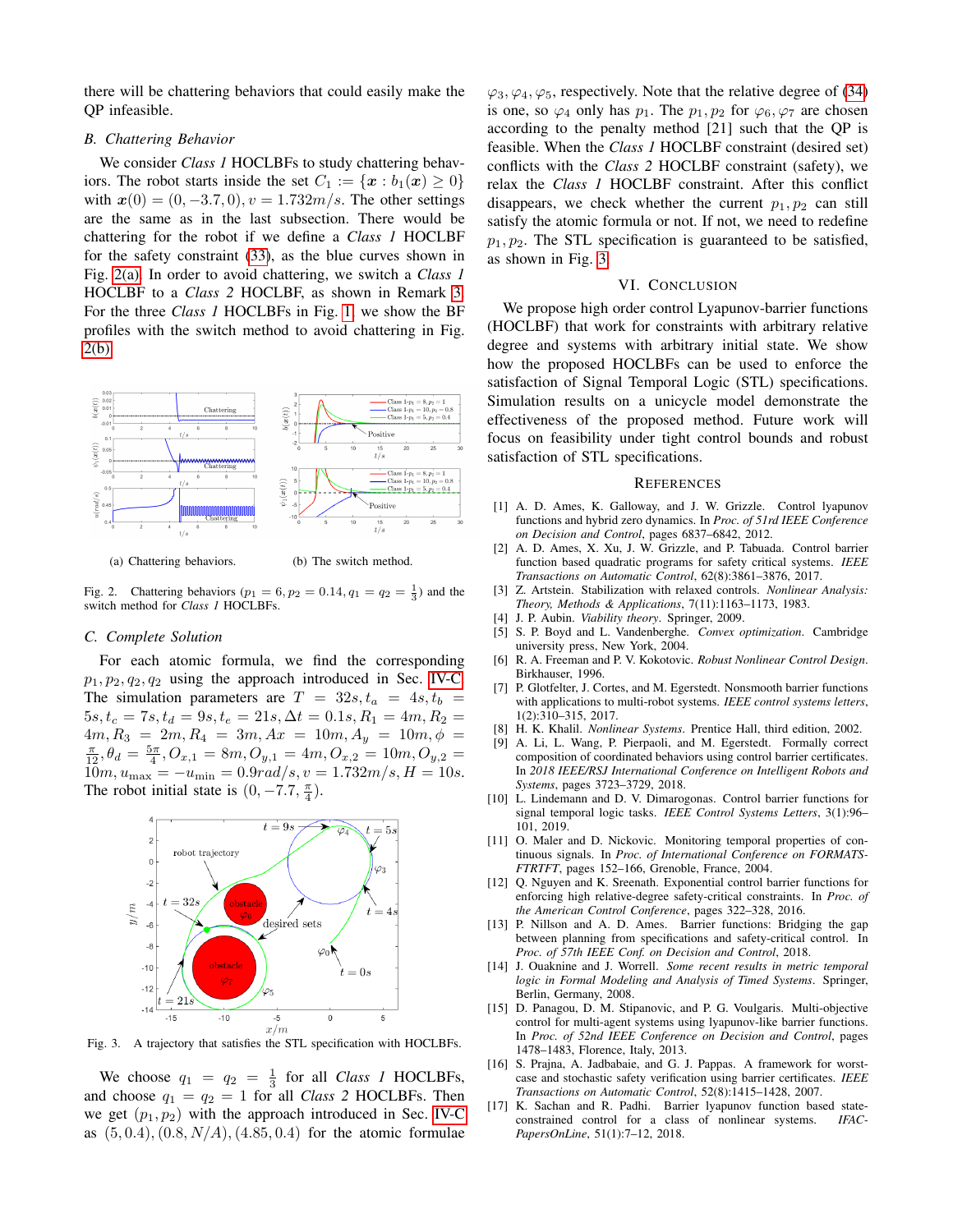there will be chattering behaviors that could easily make the QP infeasible.

### B. Chattering Behavior

We consider *Class 1* HOCLBFs to study chattering behaviors. The robot starts inside the set $C_1 := \{\boldsymbol{x} : b_1(\boldsymbol{x}) \geq 0\}$ with $\boldsymbol{x}(0) = (0, -3.7, 0), v = 1.732m/s$. The other settings are the same as in the last subsection. There would be chattering for the robot if we define a *Class 1* HOCLBF for the safety constraint (33), as the blue curves shown in Fig. 2(a). In order to avoid chattering, we switch a *Class 1* HOCLBF to a *Class 2* HOCLBF, as shown in Remark 3. For the three *Class 1* HOCLBFs in Fig. 1, we show the BF profiles with the switch method to avoid chattering in Fig. 2(b).

(a) Chattering behaviors. (b) The switch method.

Fig. 2. Chattering behaviors ($p_1 = 6, p_2 = 0.14, q_1 = q_2 = \frac{1}{3}$) and the switch method for *Class 1* HOCLBFs.

### C. Complete Solution

For each atomic formula, we find the corresponding $p_1, p_2, q_2, q_2$ using the approach introduced in Sec. IV-C. The simulation parameters are $T = 32s, t_a = 4s, t_b = 5s, t_c = 7s, t_d = 9s, t_e = 21s, \Delta t = 0.1s, R_1 = 4m, R_2 = 4m, R_3 = 2m, R_4 = 3m, Ax = 10m, A_y = 10m, \phi = \frac{\pi}{12}, \theta_d = \frac{5\pi}{4}, O_{x,1} = 8m, O_{y,1} = 4m, O_{x,2} = 10m, O_{y,2} = 10m, u_{\max} = -u_{\min} = 0.9rad/s, v = 1.732m/s, H = 10s$. The robot initial state is $(0, -7.7, \frac{\pi}{4})$.

Fig. 3. A trajectory that satisfies the STL specification with HOCLBFs.

We choose $q_1 = q_2 = \frac{1}{3}$ for all *Class 1* HOCLBFs, and choose $q_1 = q_2 = 1$ for all *Class 2* HOCLBFs. Then we get $(p_1, p_2)$ with the approach introduced in Sec. IV-C as $(5, 0.4), (0.8, N/A), (4.85, 0.4)$ for the atomic formulae $\varphi_3, \varphi_4, \varphi_5$, respectively. Note that the relative degree of (34) is one, so $\varphi_4$ only has $p_1$. The $p_1, p_2$ for $\varphi_6, \varphi_7$ are chosen according to the penalty method [21] such that the QP is feasible. When the *Class 1* HOCLBF constraint (desired set) conflicts with the *Class 2* HOCLBF constraint (safety), we relax the *Class 1* HOCLBF constraint. After this conflict disappears, we check whether the current $p_1, p_2$ can still satisfy the atomic formula or not. If not, we need to redefine $p_1, p_2$. The STL specification is guaranteed to be satisfied, as shown in Fig. 3.

## VI. Conclusion

We propose high order control Lyapunov-barrier functions (HOCLBF) that work for constraints with arbitrary relative degree and systems with arbitrary initial state. We show how the proposed HOCLBFs can be used to enforce the satisfaction of Signal Temporal Logic (STL) specifications. Simulation results on a unicycle model demonstrate the effectiveness of the proposed method. Future work will focus on feasibility under tight control bounds and robust satisfaction of STL specifications.

## References

[1] A. D. Ames, K. Galloway, and J. W. Grizzle. Control lyapunov functions and hybrid zero dynamics. In *Proc. of 51rd IEEE Conference on Decision and Control*, pages 6837–6842, 2012.

[2] A. D. Ames, X. Xu, J. W. Grizzle, and P. Tabuada. Control barrier function based quadratic programs for safety critical systems. *IEEE Transactions on Automatic Control*, 62(8):3861–3876, 2017.

[3] Z. Artstein. Stabilization with relaxed controls. *Nonlinear Analysis: Theory, Methods & Applications*, 7(11):1163–1173, 1983.

[4] J. P. Aubin. *Viability theory*. Springer, 2009.

[5] S. P. Boyd and L. Vandenberghe. *Convex optimization*. Cambridge university press, New York, 2004.

[6] R. A. Freeman and P. V. Kokotovic. *Robust Nonlinear Control Design*. Birkhauser, 1996.

[7] P. Glotfelter, J. Cortes, and M. Egerstedt. Nonsmooth barrier functions with applications to multi-robot systems. *IEEE control systems letters*, 1(2):310–315, 2017.

[8] H. K. Khalil. *Nonlinear Systems*. Prentice Hall, third edition, 2002.

[9] A. Li, L. Wang, P. Pierpaoli, and M. Egerstedt. Formally correct composition of coordinated behaviors using control barrier certificates. In *2018 IEEE/RSJ International Conference on Intelligent Robots and Systems*, pages 3723–3729, 2018.

[10] L. Lindemann and D. V. Dimarogonas. Control barrier functions for signal temporal logic tasks. *IEEE Control Systems Letters*, 3(1):96–101, 2019.

[11] O. Maler and D. Nickovic. Monitoring temporal properties of continuous signals. In *Proc. of International Conference on FORMATS-FTRTFT*, pages 152–166, Grenoble, France, 2004.

[12] Q. Nguyen and K. Sreenath. Exponential control barrier functions for enforcing high relative-degree safety-critical constraints. In *Proc. of the American Control Conference*, pages 322–328, 2016.

[13] P. Nillson and A. D. Ames. Barrier functions: Bridging the gap between planning from specifications and safety-critical control. In *Proc. of 57th IEEE Conf. on Decision and Control*, 2018.

[14] J. Ouaknine and J. Worrell. *Some recent results in metric temporal logic* in *Formal Modeling and Analysis of Timed Systems*. Springer, Berlin, Germany, 2008.

[15] D. Panagou, D. M. Stipanovic, and P. G. Voulgaris. Multi-objective control for multi-agent systems using lyapunov-like barrier functions. In *Proc. of 52nd IEEE Conference on Decision and Control*, pages 1478–1483, Florence, Italy, 2013.

[16] S. Prajna, A. Jadbabaie, and G. J. Pappas. A framework for worst-case and stochastic safety verification using barrier certificates. *IEEE Transactions on Automatic Control*, 52(8):1415–1428, 2007.

[17] K. Sachan and R. Padhi. Barrier lyapunov function based state-constrained control for a class of nonlinear systems. *IFAC-PapersOnLine*, 51(1):7–12, 2018.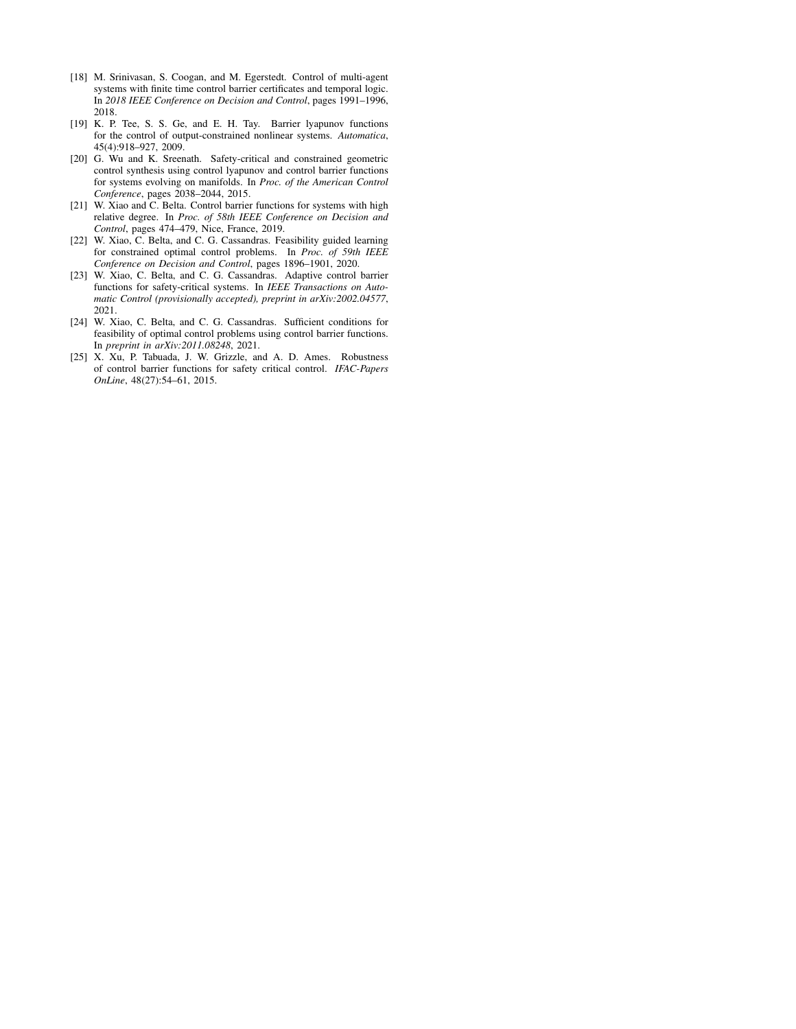[18] M. Srinivasan, S. Coogan, and M. Egerstedt. Control of multi-agent systems with finite time control barrier certificates and temporal logic. In *2018 IEEE Conference on Decision and Control*, pages 1991–1996, 2018.

[19] K. P. Tee, S. S. Ge, and E. H. Tay. Barrier lyapunov functions for the control of output-constrained nonlinear systems. *Automatica*, 45(4):918–927, 2009.

[20] G. Wu and K. Sreenath. Safety-critical and constrained geometric control synthesis using control lyapunov and control barrier functions for systems evolving on manifolds. In *Proc. of the American Control Conference*, pages 2038–2044, 2015.

[21] W. Xiao and C. Belta. Control barrier functions for systems with high relative degree. In *Proc. of 58th IEEE Conference on Decision and Control*, pages 474–479, Nice, France, 2019.

[22] W. Xiao, C. Belta, and C. G. Cassandras. Feasibility guided learning for constrained optimal control problems. In *Proc. of 59th IEEE Conference on Decision and Control*, pages 1896–1901, 2020.

[23] W. Xiao, C. Belta, and C. G. Cassandras. Adaptive control barrier functions for safety-critical systems. In *IEEE Transactions on Automatic Control (provisionally accepted), preprint in arXiv:2002.04577*, 2021.

[24] W. Xiao, C. Belta, and C. G. Cassandras. Sufficient conditions for feasibility of optimal control problems using control barrier functions. In *preprint in arXiv:2011.08248*, 2021.

[25] X. Xu, P. Tabuada, J. W. Grizzle, and A. D. Ames. Robustness of control barrier functions for safety critical control. *IFAC-Papers OnLine*, 48(27):54–61, 2015.